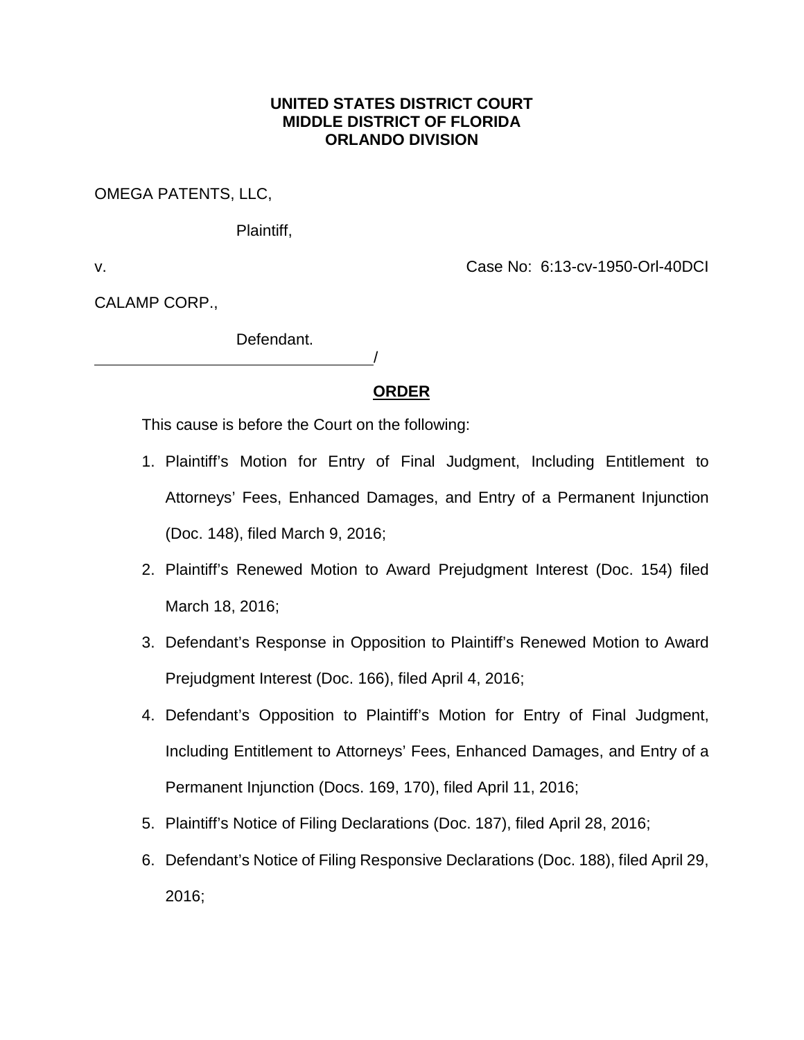**UNITED STATES DISTRICT COURT**
**MIDDLE DISTRICT OF FLORIDA**
**ORLANDO DIVISION**

OMEGA PATENTS, LLC,

Plaintiff,

v. Case No: 6:13-cv-1950-Orl-40DCI

CALAMP CORP.,

Defendant.

_______________________________________/

## ORDER

This cause is before the Court on the following:

1. Plaintiff's Motion for Entry of Final Judgment, Including Entitlement to Attorneys' Fees, Enhanced Damages, and Entry of a Permanent Injunction (Doc. 148), filed March 9, 2016;
2. Plaintiff's Renewed Motion to Award Prejudgment Interest (Doc. 154) filed March 18, 2016;
3. Defendant's Response in Opposition to Plaintiff's Renewed Motion to Award Prejudgment Interest (Doc. 166), filed April 4, 2016;
4. Defendant's Opposition to Plaintiff's Motion for Entry of Final Judgment, Including Entitlement to Attorneys' Fees, Enhanced Damages, and Entry of a Permanent Injunction (Docs. 169, 170), filed April 11, 2016;
5. Plaintiff's Notice of Filing Declarations (Doc. 187), filed April 28, 2016;
6. Defendant's Notice of Filing Responsive Declarations (Doc. 188), filed April 29, 2016;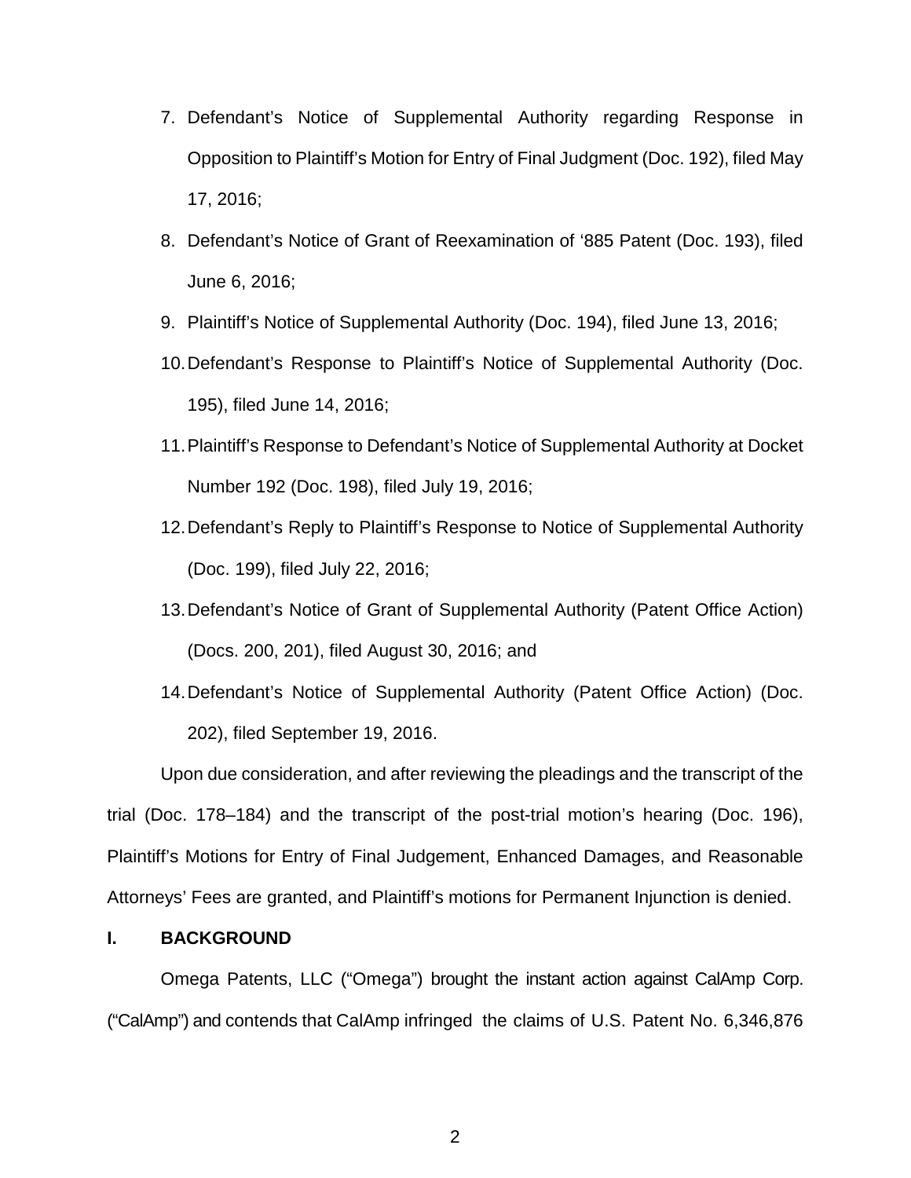7. Defendant's Notice of Supplemental Authority regarding Response in Opposition to Plaintiff's Motion for Entry of Final Judgment (Doc. 192), filed May 17, 2016;
8. Defendant's Notice of Grant of Reexamination of '885 Patent (Doc. 193), filed June 6, 2016;
9. Plaintiff's Notice of Supplemental Authority (Doc. 194), filed June 13, 2016;
10. Defendant's Response to Plaintiff's Notice of Supplemental Authority (Doc. 195), filed June 14, 2016;
11. Plaintiff's Response to Defendant's Notice of Supplemental Authority at Docket Number 192 (Doc. 198), filed July 19, 2016;
12. Defendant's Reply to Plaintiff's Response to Notice of Supplemental Authority (Doc. 199), filed July 22, 2016;
13. Defendant's Notice of Grant of Supplemental Authority (Patent Office Action) (Docs. 200, 201), filed August 30, 2016; and
14. Defendant's Notice of Supplemental Authority (Patent Office Action) (Doc. 202), filed September 19, 2016.

Upon due consideration, and after reviewing the pleadings and the transcript of the trial (Doc. 178–184) and the transcript of the post-trial motion's hearing (Doc. 196), Plaintiff's Motions for Entry of Final Judgement, Enhanced Damages, and Reasonable Attorneys' Fees are granted, and Plaintiff's motions for Permanent Injunction is denied.

## I. BACKGROUND

Omega Patents, LLC ("Omega") brought the instant action against CalAmp Corp. ("CalAmp") and contends that CalAmp infringed the claims of U.S. Patent No. 6,346,876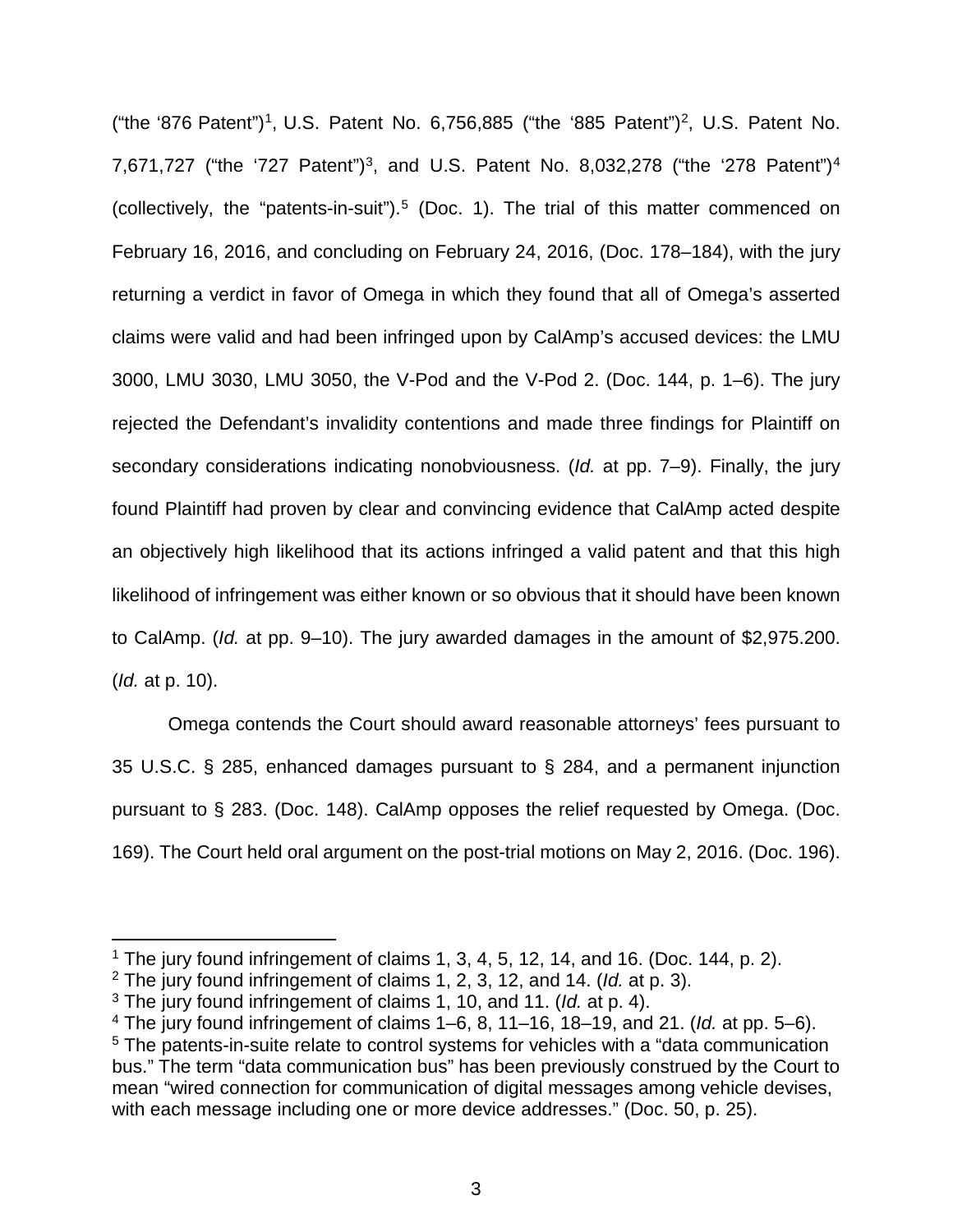("the '876 Patent")[1], U.S. Patent No. 6,756,885 ("the '885 Patent")[2], U.S. Patent No. 7,671,727 ("the '727 Patent")[3], and U.S. Patent No. 8,032,278 ("the '278 Patent")[4] (collectively, the "patents-in-suit").[5] (Doc. 1). The trial of this matter commenced on February 16, 2016, and concluding on February 24, 2016, (Doc. 178–184), with the jury returning a verdict in favor of Omega in which they found that all of Omega's asserted claims were valid and had been infringed upon by CalAmp's accused devices: the LMU 3000, LMU 3030, LMU 3050, the V-Pod and the V-Pod 2. (Doc. 144, p. 1–6). The jury rejected the Defendant's invalidity contentions and made three findings for Plaintiff on secondary considerations indicating nonobviousness. (*Id.* at pp. 7–9). Finally, the jury found Plaintiff had proven by clear and convincing evidence that CalAmp acted despite an objectively high likelihood that its actions infringed a valid patent and that this high likelihood of infringement was either known or so obvious that it should have been known to CalAmp. (*Id.* at pp. 9–10). The jury awarded damages in the amount of $2,975.200. (*Id.* at p. 10).

Omega contends the Court should award reasonable attorneys' fees pursuant to 35 U.S.C. § 285, enhanced damages pursuant to § 284, and a permanent injunction pursuant to § 283. (Doc. 148). CalAmp opposes the relief requested by Omega. (Doc. 169). The Court held oral argument on the post-trial motions on May 2, 2016. (Doc. 196).

---

[1] The jury found infringement of claims 1, 3, 4, 5, 12, 14, and 16. (Doc. 144, p. 2).

[2] The jury found infringement of claims 1, 2, 3, 12, and 14. (*Id.* at p. 3).

[3] The jury found infringement of claims 1, 10, and 11. (*Id.* at p. 4).

[4] The jury found infringement of claims 1–6, 8, 11–16, 18–19, and 21. (*Id.* at pp. 5–6).

[5] The patents-in-suite relate to control systems for vehicles with a "data communication bus." The term "data communication bus" has been previously construed by the Court to mean "wired connection for communication of digital messages among vehicle devises, with each message including one or more device addresses." (Doc. 50, p. 25).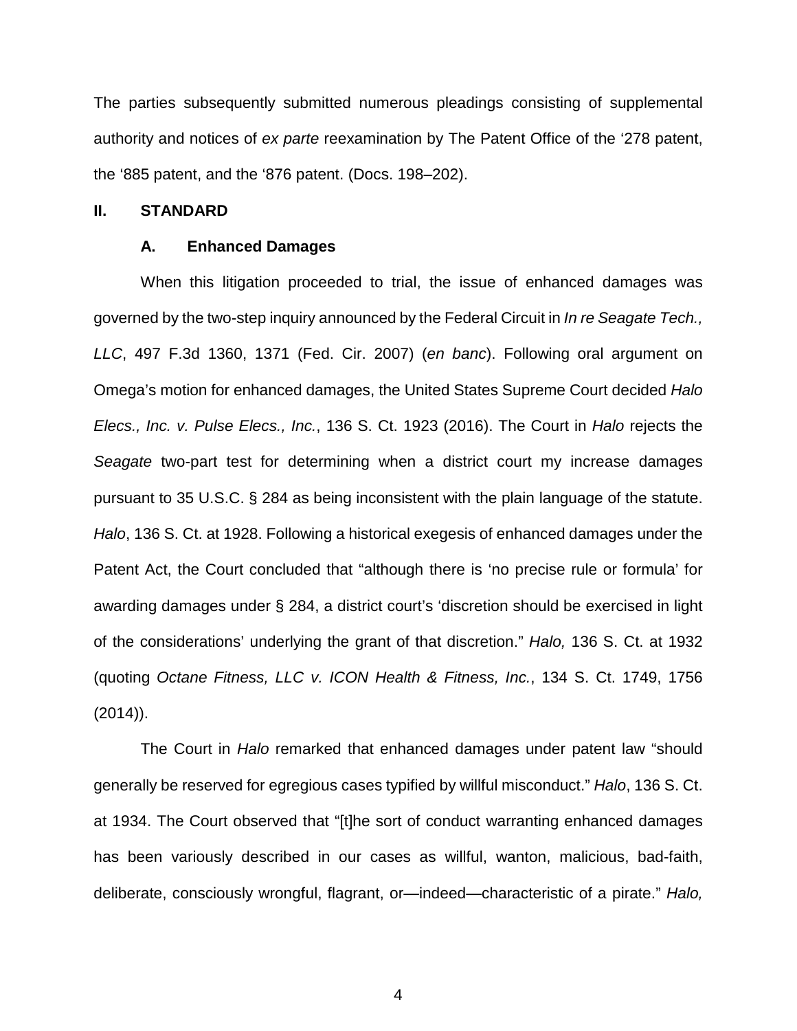The parties subsequently submitted numerous pleadings consisting of supplemental authority and notices of *ex parte* reexamination by The Patent Office of the '278 patent, the '885 patent, and the '876 patent. (Docs. 198–202).

## II. STANDARD

### A. Enhanced Damages

When this litigation proceeded to trial, the issue of enhanced damages was governed by the two-step inquiry announced by the Federal Circuit in *In re Seagate Tech., LLC*, 497 F.3d 1360, 1371 (Fed. Cir. 2007) (*en banc*). Following oral argument on Omega's motion for enhanced damages, the United States Supreme Court decided *Halo Elecs., Inc. v. Pulse Elecs., Inc.*, 136 S. Ct. 1923 (2016). The Court in *Halo* rejects the *Seagate* two-part test for determining when a district court my increase damages pursuant to 35 U.S.C. § 284 as being inconsistent with the plain language of the statute. *Halo*, 136 S. Ct. at 1928. Following a historical exegesis of enhanced damages under the Patent Act, the Court concluded that "although there is 'no precise rule or formula' for awarding damages under § 284, a district court's 'discretion should be exercised in light of the considerations' underlying the grant of that discretion." *Halo,* 136 S. Ct. at 1932 (quoting *Octane Fitness, LLC v. ICON Health & Fitness, Inc.*, 134 S. Ct. 1749, 1756 (2014)).

The Court in *Halo* remarked that enhanced damages under patent law "should generally be reserved for egregious cases typified by willful misconduct." *Halo*, 136 S. Ct. at 1934. The Court observed that "[t]he sort of conduct warranting enhanced damages has been variously described in our cases as willful, wanton, malicious, bad-faith, deliberate, consciously wrongful, flagrant, or—indeed—characteristic of a pirate." *Halo,*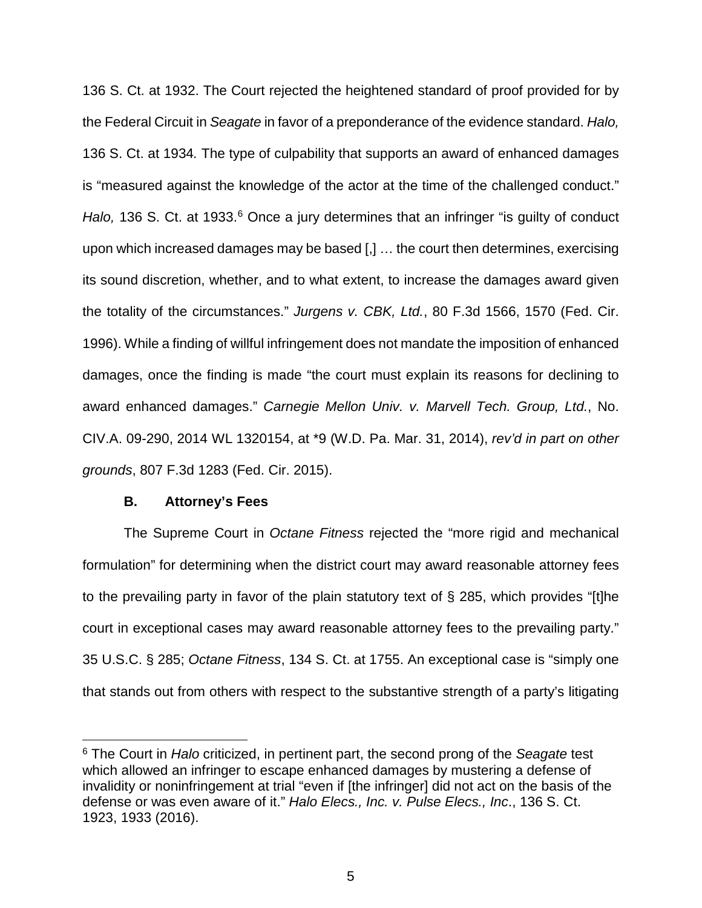136 S. Ct. at 1932. The Court rejected the heightened standard of proof provided for by the Federal Circuit in *Seagate* in favor of a preponderance of the evidence standard. *Halo,* 136 S. Ct. at 1934*.* The type of culpability that supports an award of enhanced damages is "measured against the knowledge of the actor at the time of the challenged conduct." *Halo,* 136 S. Ct. at 1933.[6] Once a jury determines that an infringer "is guilty of conduct upon which increased damages may be based [,] … the court then determines, exercising its sound discretion, whether, and to what extent, to increase the damages award given the totality of the circumstances." *Jurgens v. CBK, Ltd.*, 80 F.3d 1566, 1570 (Fed. Cir. 1996). While a finding of willful infringement does not mandate the imposition of enhanced damages, once the finding is made "the court must explain its reasons for declining to award enhanced damages." *Carnegie Mellon Univ. v. Marvell Tech. Group, Ltd.*, No. CIV.A. 09-290, 2014 WL 1320154, at *9 (W.D. Pa. Mar. 31, 2014), *rev'd in part on other grounds*, 807 F.3d 1283 (Fed. Cir. 2015).

### B. Attorney's Fees

The Supreme Court in *Octane Fitness* rejected the "more rigid and mechanical formulation" for determining when the district court may award reasonable attorney fees to the prevailing party in favor of the plain statutory text of § 285, which provides "[t]he court in exceptional cases may award reasonable attorney fees to the prevailing party." 35 U.S.C. § 285; *Octane Fitness*, 134 S. Ct. at 1755. An exceptional case is "simply one that stands out from others with respect to the substantive strength of a party's litigating

---

[6] The Court in *Halo* criticized, in pertinent part, the second prong of the *Seagate* test which allowed an infringer to escape enhanced damages by mustering a defense of invalidity or noninfringement at trial "even if [the infringer] did not act on the basis of the defense or was even aware of it." *Halo Elecs., Inc. v. Pulse Elecs., Inc*., 136 S. Ct. 1923, 1933 (2016).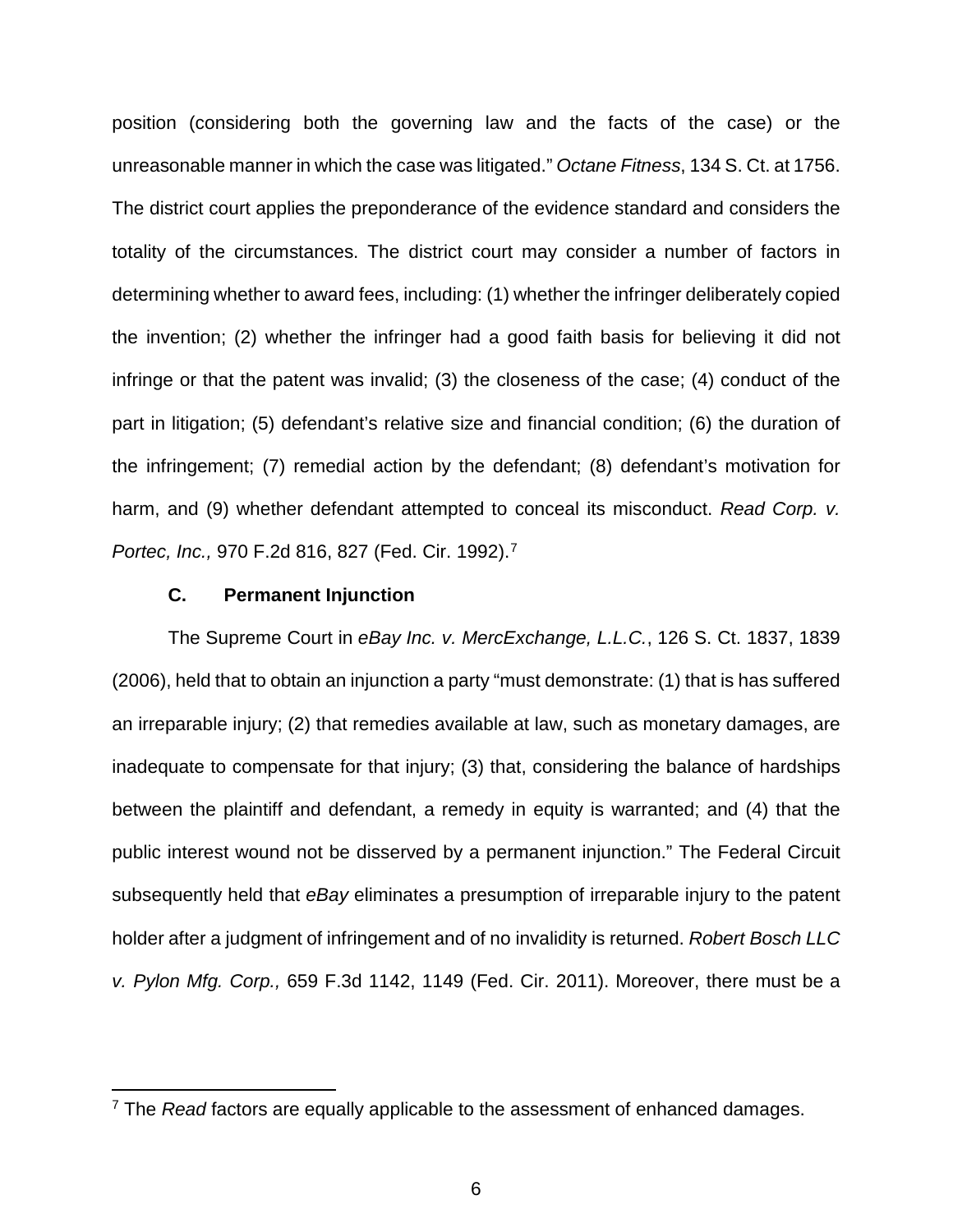position (considering both the governing law and the facts of the case) or the unreasonable manner in which the case was litigated." *Octane Fitness*, 134 S. Ct. at 1756. The district court applies the preponderance of the evidence standard and considers the totality of the circumstances. The district court may consider a number of factors in determining whether to award fees, including: (1) whether the infringer deliberately copied the invention; (2) whether the infringer had a good faith basis for believing it did not infringe or that the patent was invalid; (3) the closeness of the case; (4) conduct of the part in litigation; (5) defendant's relative size and financial condition; (6) the duration of the infringement; (7) remedial action by the defendant; (8) defendant's motivation for harm, and (9) whether defendant attempted to conceal its misconduct. *Read Corp. v. Portec, Inc.,* 970 F.2d 816, 827 (Fed. Cir. 1992).[7]

### C. Permanent Injunction

The Supreme Court in *eBay Inc. v. MercExchange, L.L.C.*, 126 S. Ct. 1837, 1839 (2006), held that to obtain an injunction a party "must demonstrate: (1) that is has suffered an irreparable injury; (2) that remedies available at law, such as monetary damages, are inadequate to compensate for that injury; (3) that, considering the balance of hardships between the plaintiff and defendant, a remedy in equity is warranted; and (4) that the public interest wound not be disserved by a permanent injunction." The Federal Circuit subsequently held that *eBay* eliminates a presumption of irreparable injury to the patent holder after a judgment of infringement and of no invalidity is returned. *Robert Bosch LLC v. Pylon Mfg. Corp.,* 659 F.3d 1142, 1149 (Fed. Cir. 2011). Moreover, there must be a

---

[7] The *Read* factors are equally applicable to the assessment of enhanced damages.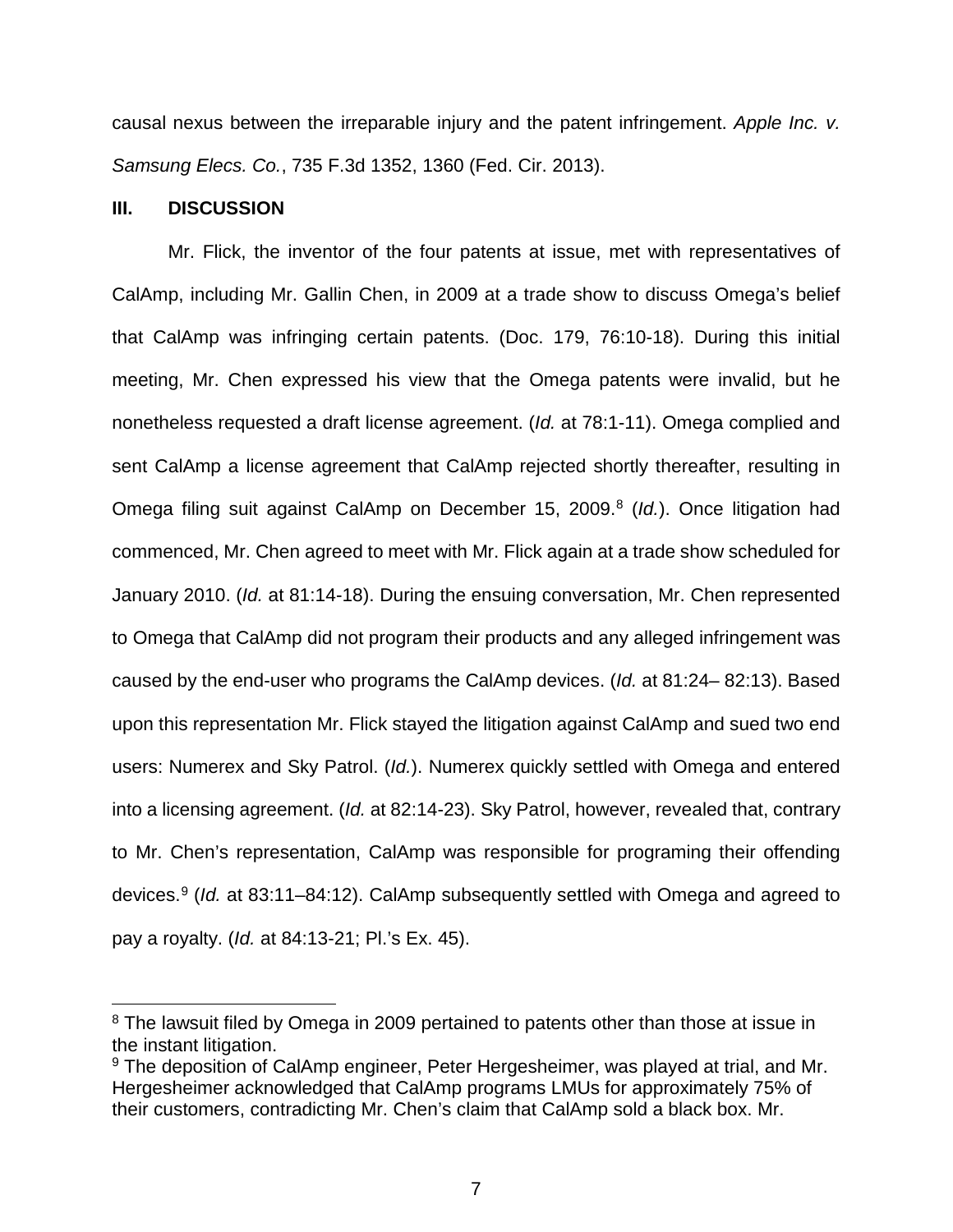causal nexus between the irreparable injury and the patent infringement. *Apple Inc. v. Samsung Elecs. Co.*, 735 F.3d 1352, 1360 (Fed. Cir. 2013).

## III. DISCUSSION

Mr. Flick, the inventor of the four patents at issue, met with representatives of CalAmp, including Mr. Gallin Chen, in 2009 at a trade show to discuss Omega's belief that CalAmp was infringing certain patents. (Doc. 179, 76:10-18). During this initial meeting, Mr. Chen expressed his view that the Omega patents were invalid, but he nonetheless requested a draft license agreement. (*Id.* at 78:1-11). Omega complied and sent CalAmp a license agreement that CalAmp rejected shortly thereafter, resulting in Omega filing suit against CalAmp on December 15, 2009.[8] (*Id.*). Once litigation had commenced, Mr. Chen agreed to meet with Mr. Flick again at a trade show scheduled for January 2010. (*Id.* at 81:14-18). During the ensuing conversation, Mr. Chen represented to Omega that CalAmp did not program their products and any alleged infringement was caused by the end-user who programs the CalAmp devices. (*Id.* at 81:24– 82:13). Based upon this representation Mr. Flick stayed the litigation against CalAmp and sued two end users: Numerex and Sky Patrol. (*Id.*). Numerex quickly settled with Omega and entered into a licensing agreement. (*Id.* at 82:14-23). Sky Patrol, however, revealed that, contrary to Mr. Chen's representation, CalAmp was responsible for programing their offending devices.[9] (*Id.* at 83:11–84:12). CalAmp subsequently settled with Omega and agreed to pay a royalty. (*Id.* at 84:13-21; Pl.'s Ex. 45).

---

[8] The lawsuit filed by Omega in 2009 pertained to patents other than those at issue in the instant litigation.

[9] The deposition of CalAmp engineer, Peter Hergesheimer, was played at trial, and Mr. Hergesheimer acknowledged that CalAmp programs LMUs for approximately 75% of their customers, contradicting Mr. Chen's claim that CalAmp sold a black box. Mr.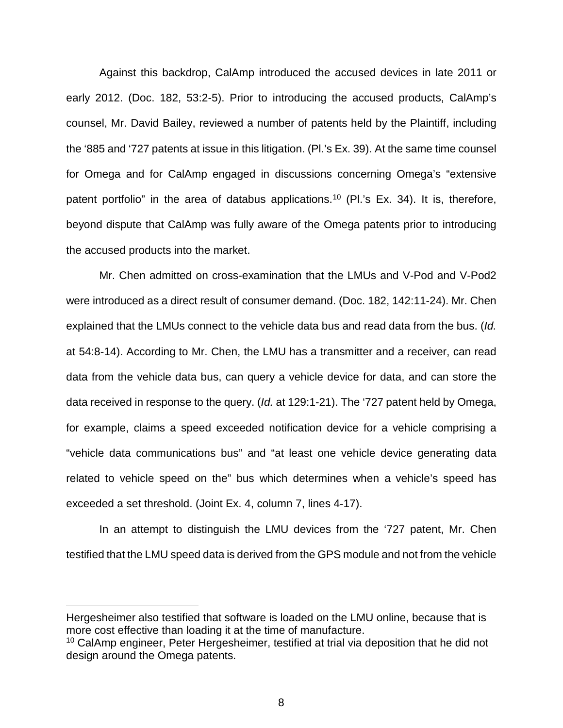Against this backdrop, CalAmp introduced the accused devices in late 2011 or early 2012. (Doc. 182, 53:2-5). Prior to introducing the accused products, CalAmp's counsel, Mr. David Bailey, reviewed a number of patents held by the Plaintiff, including the '885 and '727 patents at issue in this litigation. (Pl.'s Ex. 39). At the same time counsel for Omega and for CalAmp engaged in discussions concerning Omega's "extensive patent portfolio" in the area of databus applications.[10] (Pl.'s Ex. 34). It is, therefore, beyond dispute that CalAmp was fully aware of the Omega patents prior to introducing the accused products into the market.

Mr. Chen admitted on cross-examination that the LMUs and V-Pod and V-Pod2 were introduced as a direct result of consumer demand. (Doc. 182, 142:11-24). Mr. Chen explained that the LMUs connect to the vehicle data bus and read data from the bus. (*Id.* at 54:8-14). According to Mr. Chen, the LMU has a transmitter and a receiver, can read data from the vehicle data bus, can query a vehicle device for data, and can store the data received in response to the query. (*Id.* at 129:1-21). The '727 patent held by Omega, for example, claims a speed exceeded notification device for a vehicle comprising a "vehicle data communications bus" and "at least one vehicle device generating data related to vehicle speed on the" bus which determines when a vehicle's speed has exceeded a set threshold. (Joint Ex. 4, column 7, lines 4-17).

In an attempt to distinguish the LMU devices from the '727 patent, Mr. Chen testified that the LMU speed data is derived from the GPS module and not from the vehicle

---

Hergesheimer also testified that software is loaded on the LMU online, because that is more cost effective than loading it at the time of manufacture.

[10] CalAmp engineer, Peter Hergesheimer, testified at trial via deposition that he did not design around the Omega patents.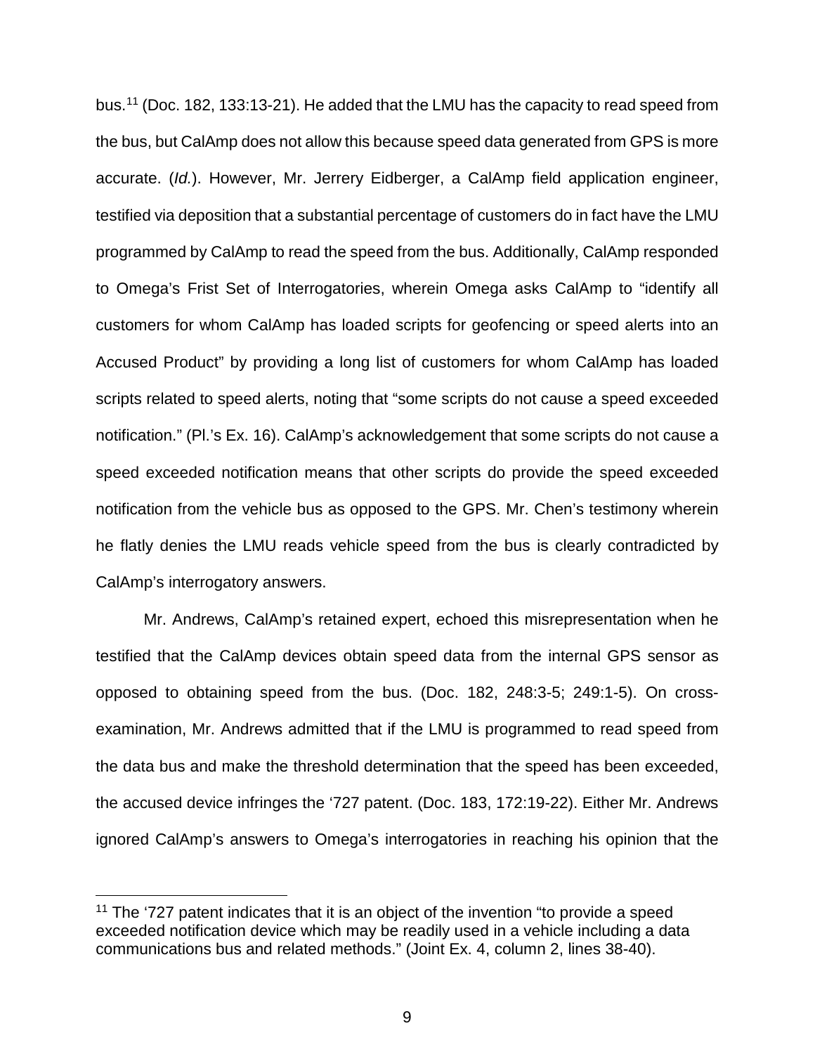bus.[11] (Doc. 182, 133:13-21). He added that the LMU has the capacity to read speed from the bus, but CalAmp does not allow this because speed data generated from GPS is more accurate. (*Id.*). However, Mr. Jerrery Eidberger, a CalAmp field application engineer, testified via deposition that a substantial percentage of customers do in fact have the LMU programmed by CalAmp to read the speed from the bus. Additionally, CalAmp responded to Omega's Frist Set of Interrogatories, wherein Omega asks CalAmp to "identify all customers for whom CalAmp has loaded scripts for geofencing or speed alerts into an Accused Product" by providing a long list of customers for whom CalAmp has loaded scripts related to speed alerts, noting that "some scripts do not cause a speed exceeded notification." (Pl.'s Ex. 16). CalAmp's acknowledgement that some scripts do not cause a speed exceeded notification means that other scripts do provide the speed exceeded notification from the vehicle bus as opposed to the GPS. Mr. Chen's testimony wherein he flatly denies the LMU reads vehicle speed from the bus is clearly contradicted by CalAmp's interrogatory answers.

Mr. Andrews, CalAmp's retained expert, echoed this misrepresentation when he testified that the CalAmp devices obtain speed data from the internal GPS sensor as opposed to obtaining speed from the bus. (Doc. 182, 248:3-5; 249:1-5). On cross-examination, Mr. Andrews admitted that if the LMU is programmed to read speed from the data bus and make the threshold determination that the speed has been exceeded, the accused device infringes the '727 patent. (Doc. 183, 172:19-22). Either Mr. Andrews ignored CalAmp's answers to Omega's interrogatories in reaching his opinion that the

[11] The '727 patent indicates that it is an object of the invention "to provide a speed exceeded notification device which may be readily used in a vehicle including a data communications bus and related methods." (Joint Ex. 4, column 2, lines 38-40).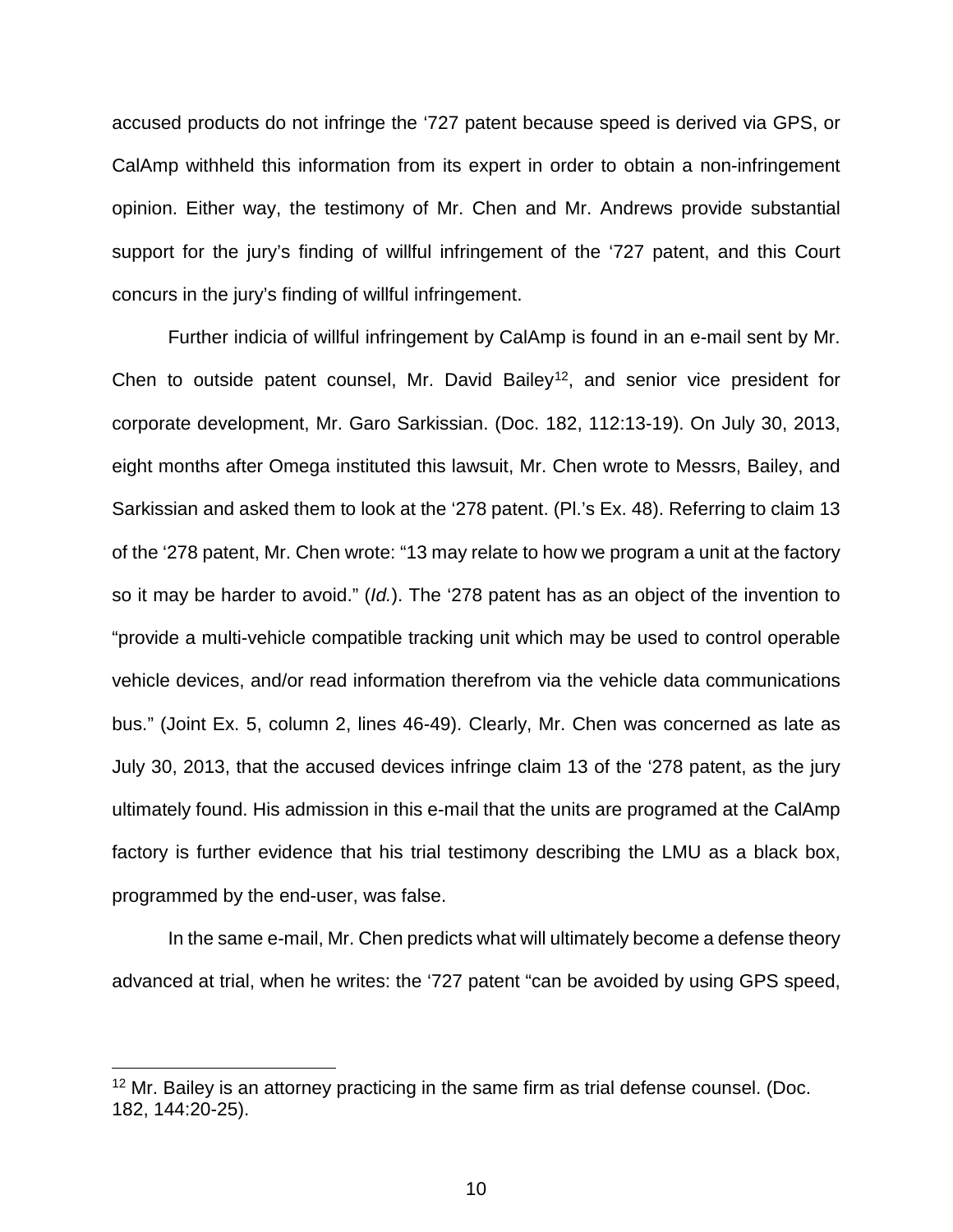accused products do not infringe the '727 patent because speed is derived via GPS, or CalAmp withheld this information from its expert in order to obtain a non-infringement opinion. Either way, the testimony of Mr. Chen and Mr. Andrews provide substantial support for the jury's finding of willful infringement of the '727 patent, and this Court concurs in the jury's finding of willful infringement.

Further indicia of willful infringement by CalAmp is found in an e-mail sent by Mr. Chen to outside patent counsel, Mr. David Bailey[12], and senior vice president for corporate development, Mr. Garo Sarkissian. (Doc. 182, 112:13-19). On July 30, 2013, eight months after Omega instituted this lawsuit, Mr. Chen wrote to Messrs, Bailey, and Sarkissian and asked them to look at the '278 patent. (Pl.'s Ex. 48). Referring to claim 13 of the '278 patent, Mr. Chen wrote: "13 may relate to how we program a unit at the factory so it may be harder to avoid." (*Id.*). The '278 patent has as an object of the invention to "provide a multi-vehicle compatible tracking unit which may be used to control operable vehicle devices, and/or read information therefrom via the vehicle data communications bus." (Joint Ex. 5, column 2, lines 46-49). Clearly, Mr. Chen was concerned as late as July 30, 2013, that the accused devices infringe claim 13 of the '278 patent, as the jury ultimately found. His admission in this e-mail that the units are programed at the CalAmp factory is further evidence that his trial testimony describing the LMU as a black box, programmed by the end-user, was false.

In the same e-mail, Mr. Chen predicts what will ultimately become a defense theory advanced at trial, when he writes: the '727 patent "can be avoided by using GPS speed,

---

[12] Mr. Bailey is an attorney practicing in the same firm as trial defense counsel. (Doc. 182, 144:20-25).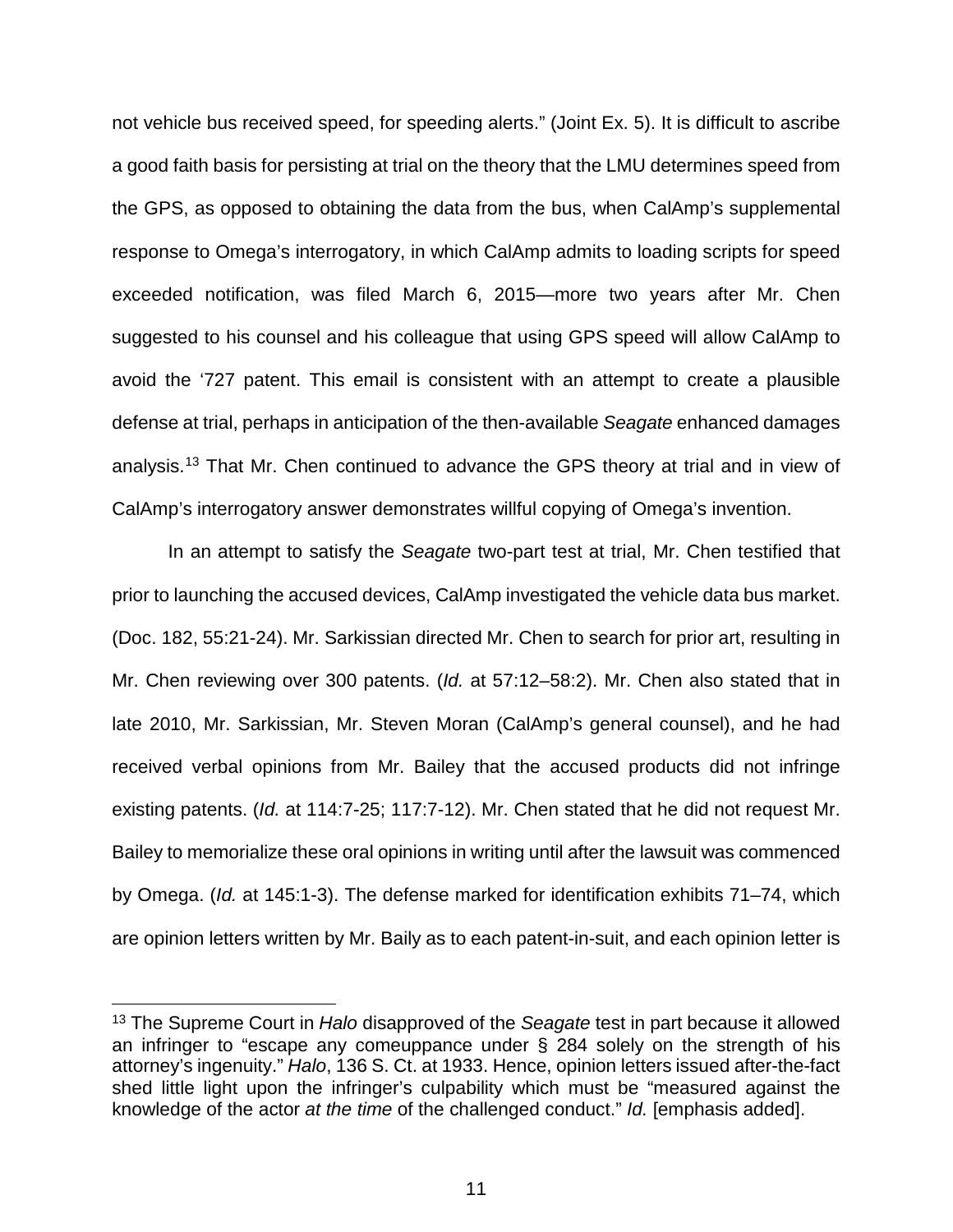not vehicle bus received speed, for speeding alerts." (Joint Ex. 5). It is difficult to ascribe a good faith basis for persisting at trial on the theory that the LMU determines speed from the GPS, as opposed to obtaining the data from the bus, when CalAmp's supplemental response to Omega's interrogatory, in which CalAmp admits to loading scripts for speed exceeded notification, was filed March 6, 2015—more two years after Mr. Chen suggested to his counsel and his colleague that using GPS speed will allow CalAmp to avoid the '727 patent. This email is consistent with an attempt to create a plausible defense at trial, perhaps in anticipation of the then-available *Seagate* enhanced damages analysis.[13] That Mr. Chen continued to advance the GPS theory at trial and in view of CalAmp's interrogatory answer demonstrates willful copying of Omega's invention.

In an attempt to satisfy the *Seagate* two-part test at trial, Mr. Chen testified that prior to launching the accused devices, CalAmp investigated the vehicle data bus market. (Doc. 182, 55:21-24). Mr. Sarkissian directed Mr. Chen to search for prior art, resulting in Mr. Chen reviewing over 300 patents. (*Id.* at 57:12–58:2). Mr. Chen also stated that in late 2010, Mr. Sarkissian, Mr. Steven Moran (CalAmp's general counsel), and he had received verbal opinions from Mr. Bailey that the accused products did not infringe existing patents. (*Id.* at 114:7-25; 117:7-12). Mr. Chen stated that he did not request Mr. Bailey to memorialize these oral opinions in writing until after the lawsuit was commenced by Omega. (*Id.* at 145:1-3). The defense marked for identification exhibits 71–74, which are opinion letters written by Mr. Baily as to each patent-in-suit, and each opinion letter is

---

[13] The Supreme Court in *Halo* disapproved of the *Seagate* test in part because it allowed an infringer to "escape any comeuppance under § 284 solely on the strength of his attorney's ingenuity." *Halo*, 136 S. Ct. at 1933. Hence, opinion letters issued after-the-fact shed little light upon the infringer's culpability which must be "measured against the knowledge of the actor *at the time* of the challenged conduct." *Id.* [emphasis added].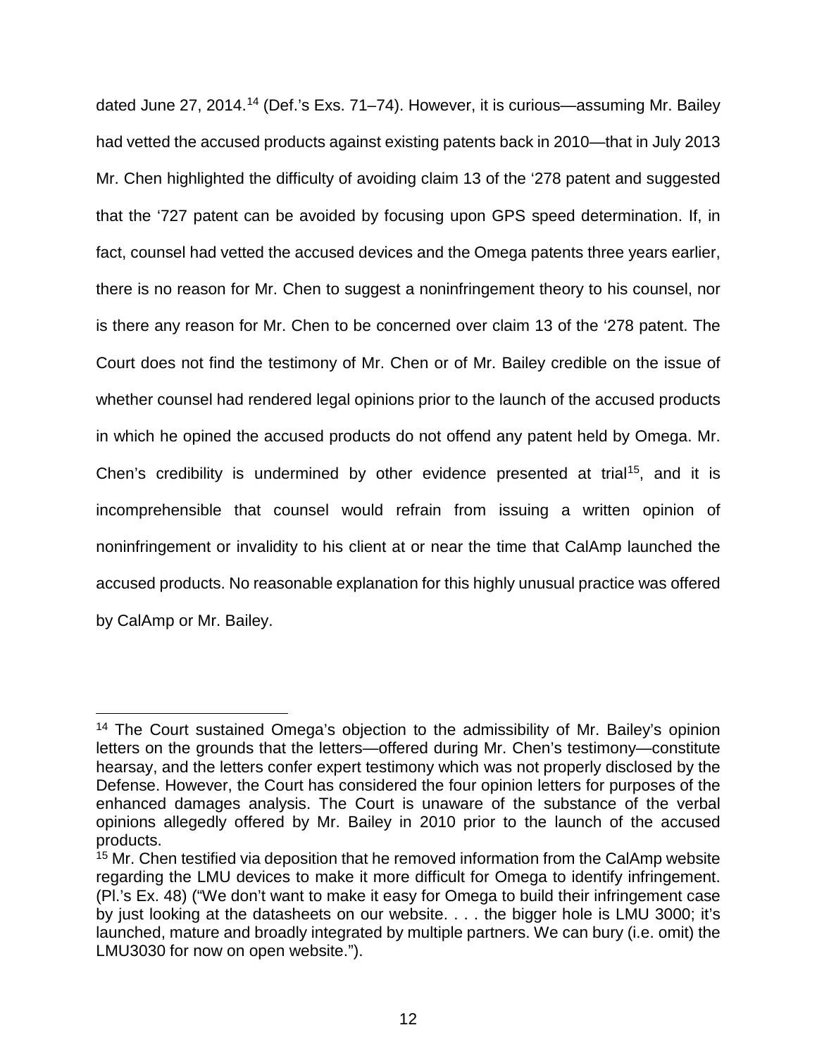dated June 27, 2014.[14] (Def.'s Exs. 71–74). However, it is curious—assuming Mr. Bailey had vetted the accused products against existing patents back in 2010—that in July 2013 Mr. Chen highlighted the difficulty of avoiding claim 13 of the '278 patent and suggested that the '727 patent can be avoided by focusing upon GPS speed determination. If, in fact, counsel had vetted the accused devices and the Omega patents three years earlier, there is no reason for Mr. Chen to suggest a noninfringement theory to his counsel, nor is there any reason for Mr. Chen to be concerned over claim 13 of the '278 patent. The Court does not find the testimony of Mr. Chen or of Mr. Bailey credible on the issue of whether counsel had rendered legal opinions prior to the launch of the accused products in which he opined the accused products do not offend any patent held by Omega. Mr. Chen's credibility is undermined by other evidence presented at trial[15], and it is incomprehensible that counsel would refrain from issuing a written opinion of noninfringement or invalidity to his client at or near the time that CalAmp launched the accused products. No reasonable explanation for this highly unusual practice was offered by CalAmp or Mr. Bailey.

---

[14] The Court sustained Omega's objection to the admissibility of Mr. Bailey's opinion letters on the grounds that the letters—offered during Mr. Chen's testimony—constitute hearsay, and the letters confer expert testimony which was not properly disclosed by the Defense. However, the Court has considered the four opinion letters for purposes of the enhanced damages analysis. The Court is unaware of the substance of the verbal opinions allegedly offered by Mr. Bailey in 2010 prior to the launch of the accused products.

[15] Mr. Chen testified via deposition that he removed information from the CalAmp website regarding the LMU devices to make it more difficult for Omega to identify infringement. (Pl.'s Ex. 48) ("We don't want to make it easy for Omega to build their infringement case by just looking at the datasheets on our website. . . . the bigger hole is LMU 3000; it's launched, mature and broadly integrated by multiple partners. We can bury (i.e. omit) the LMU3030 for now on open website.").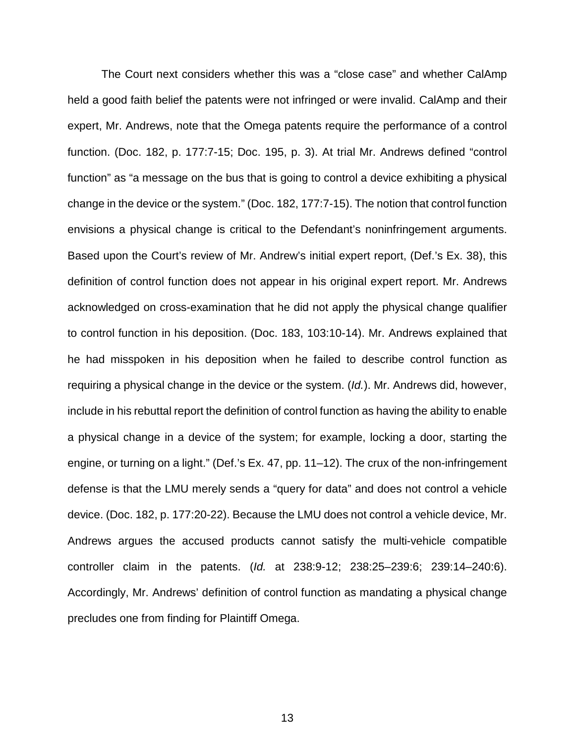The Court next considers whether this was a "close case" and whether CalAmp held a good faith belief the patents were not infringed or were invalid. CalAmp and their expert, Mr. Andrews, note that the Omega patents require the performance of a control function. (Doc. 182, p. 177:7-15; Doc. 195, p. 3). At trial Mr. Andrews defined "control function" as "a message on the bus that is going to control a device exhibiting a physical change in the device or the system." (Doc. 182, 177:7-15). The notion that control function envisions a physical change is critical to the Defendant's noninfringement arguments. Based upon the Court's review of Mr. Andrew's initial expert report, (Def.'s Ex. 38), this definition of control function does not appear in his original expert report. Mr. Andrews acknowledged on cross-examination that he did not apply the physical change qualifier to control function in his deposition. (Doc. 183, 103:10-14). Mr. Andrews explained that he had misspoken in his deposition when he failed to describe control function as requiring a physical change in the device or the system. (*Id.*). Mr. Andrews did, however, include in his rebuttal report the definition of control function as having the ability to enable a physical change in a device of the system; for example, locking a door, starting the engine, or turning on a light." (Def.'s Ex. 47, pp. 11–12). The crux of the non-infringement defense is that the LMU merely sends a "query for data" and does not control a vehicle device. (Doc. 182, p. 177:20-22). Because the LMU does not control a vehicle device, Mr. Andrews argues the accused products cannot satisfy the multi-vehicle compatible controller claim in the patents. (*Id.* at 238:9-12; 238:25–239:6; 239:14–240:6). Accordingly, Mr. Andrews' definition of control function as mandating a physical change precludes one from finding for Plaintiff Omega.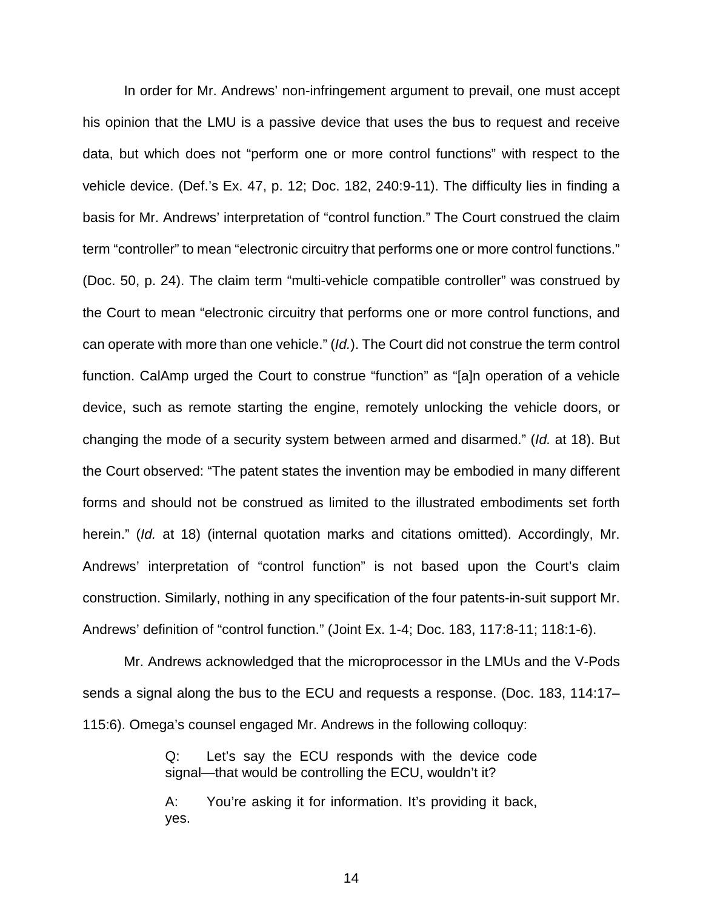In order for Mr. Andrews' non-infringement argument to prevail, one must accept his opinion that the LMU is a passive device that uses the bus to request and receive data, but which does not "perform one or more control functions" with respect to the vehicle device. (Def.'s Ex. 47, p. 12; Doc. 182, 240:9-11). The difficulty lies in finding a basis for Mr. Andrews' interpretation of "control function." The Court construed the claim term "controller" to mean "electronic circuitry that performs one or more control functions." (Doc. 50, p. 24). The claim term "multi-vehicle compatible controller" was construed by the Court to mean "electronic circuitry that performs one or more control functions, and can operate with more than one vehicle." (*Id.*). The Court did not construe the term control function. CalAmp urged the Court to construe "function" as "[a]n operation of a vehicle device, such as remote starting the engine, remotely unlocking the vehicle doors, or changing the mode of a security system between armed and disarmed." (*Id.* at 18). But the Court observed: "The patent states the invention may be embodied in many different forms and should not be construed as limited to the illustrated embodiments set forth herein." (*Id.* at 18) (internal quotation marks and citations omitted). Accordingly, Mr. Andrews' interpretation of "control function" is not based upon the Court's claim construction. Similarly, nothing in any specification of the four patents-in-suit support Mr. Andrews' definition of "control function." (Joint Ex. 1-4; Doc. 183, 117:8-11; 118:1-6).

Mr. Andrews acknowledged that the microprocessor in the LMUs and the V-Pods sends a signal along the bus to the ECU and requests a response. (Doc. 183, 114:17–115:6). Omega's counsel engaged Mr. Andrews in the following colloquy:

> Q: Let's say the ECU responds with the device code signal—that would be controlling the ECU, wouldn't it?
>
> A: You're asking it for information. It's providing it back, yes.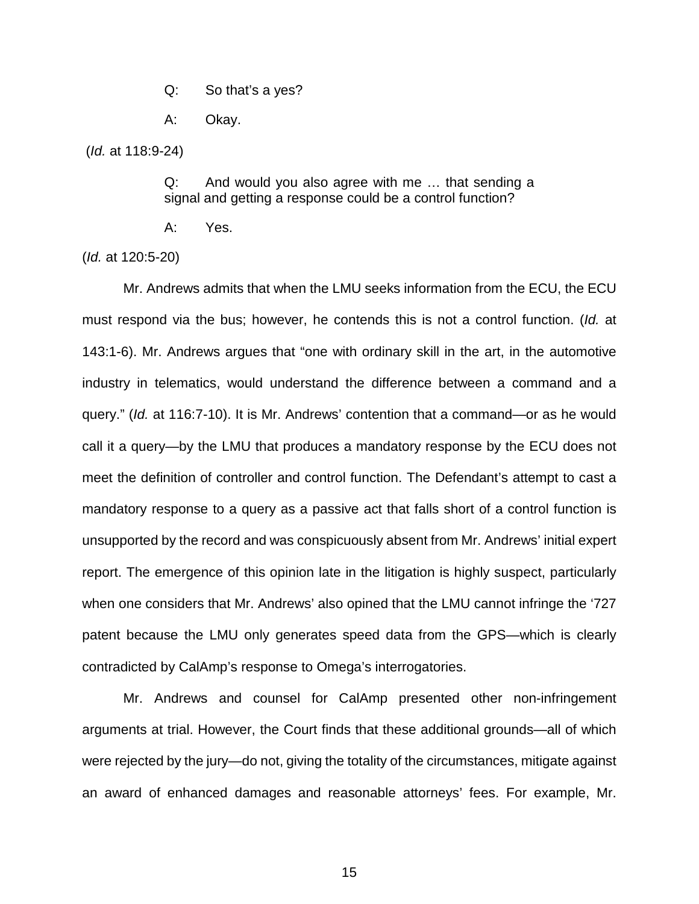> Q: So that's a yes?
>
> A: Okay.

(*Id.* at 118:9-24)

> Q: And would you also agree with me … that sending a signal and getting a response could be a control function?
>
> A: Yes.

(*Id.* at 120:5-20)

Mr. Andrews admits that when the LMU seeks information from the ECU, the ECU must respond via the bus; however, he contends this is not a control function. (*Id.* at 143:1-6). Mr. Andrews argues that "one with ordinary skill in the art, in the automotive industry in telematics, would understand the difference between a command and a query." (*Id.* at 116:7-10). It is Mr. Andrews' contention that a command—or as he would call it a query—by the LMU that produces a mandatory response by the ECU does not meet the definition of controller and control function. The Defendant's attempt to cast a mandatory response to a query as a passive act that falls short of a control function is unsupported by the record and was conspicuously absent from Mr. Andrews' initial expert report. The emergence of this opinion late in the litigation is highly suspect, particularly when one considers that Mr. Andrews' also opined that the LMU cannot infringe the '727 patent because the LMU only generates speed data from the GPS—which is clearly contradicted by CalAmp's response to Omega's interrogatories.

Mr. Andrews and counsel for CalAmp presented other non-infringement arguments at trial. However, the Court finds that these additional grounds—all of which were rejected by the jury—do not, giving the totality of the circumstances, mitigate against an award of enhanced damages and reasonable attorneys' fees. For example, Mr.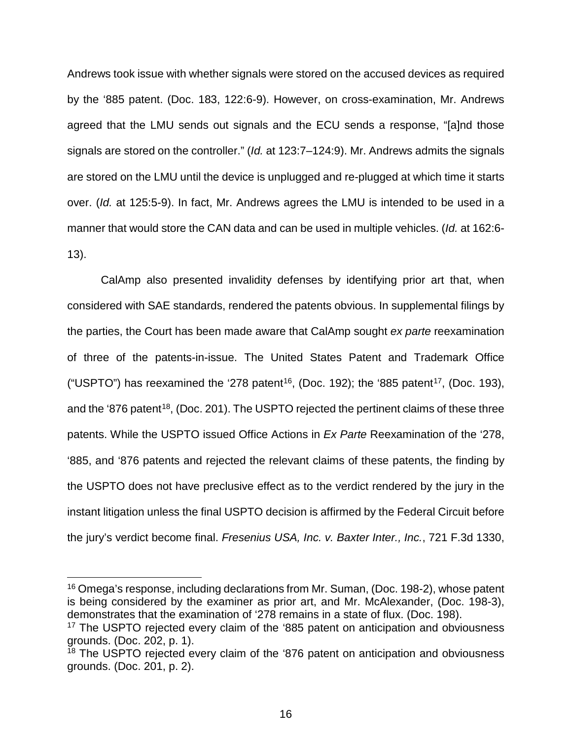Andrews took issue with whether signals were stored on the accused devices as required by the '885 patent. (Doc. 183, 122:6-9). However, on cross-examination, Mr. Andrews agreed that the LMU sends out signals and the ECU sends a response, "[a]nd those signals are stored on the controller." (*Id.* at 123:7–124:9). Mr. Andrews admits the signals are stored on the LMU until the device is unplugged and re-plugged at which time it starts over. (*Id.* at 125:5-9). In fact, Mr. Andrews agrees the LMU is intended to be used in a manner that would store the CAN data and can be used in multiple vehicles. (*Id.* at 162:6-13).

CalAmp also presented invalidity defenses by identifying prior art that, when considered with SAE standards, rendered the patents obvious. In supplemental filings by the parties, the Court has been made aware that CalAmp sought *ex parte* reexamination of three of the patents-in-issue. The United States Patent and Trademark Office ("USPTO") has reexamined the '278 patent[16], (Doc. 192); the '885 patent[17], (Doc. 193), and the '876 patent[18], (Doc. 201). The USPTO rejected the pertinent claims of these three patents. While the USPTO issued Office Actions in *Ex Parte* Reexamination of the '278, '885, and '876 patents and rejected the relevant claims of these patents, the finding by the USPTO does not have preclusive effect as to the verdict rendered by the jury in the instant litigation unless the final USPTO decision is affirmed by the Federal Circuit before the jury's verdict become final. *Fresenius USA, Inc. v. Baxter Inter., Inc.*, 721 F.3d 1330,

---

[16] Omega's response, including declarations from Mr. Suman, (Doc. 198-2), whose patent is being considered by the examiner as prior art, and Mr. McAlexander, (Doc. 198-3), demonstrates that the examination of '278 remains in a state of flux. (Doc. 198).

[17] The USPTO rejected every claim of the '885 patent on anticipation and obviousness grounds. (Doc. 202, p. 1).

[18] The USPTO rejected every claim of the '876 patent on anticipation and obviousness grounds. (Doc. 201, p. 2).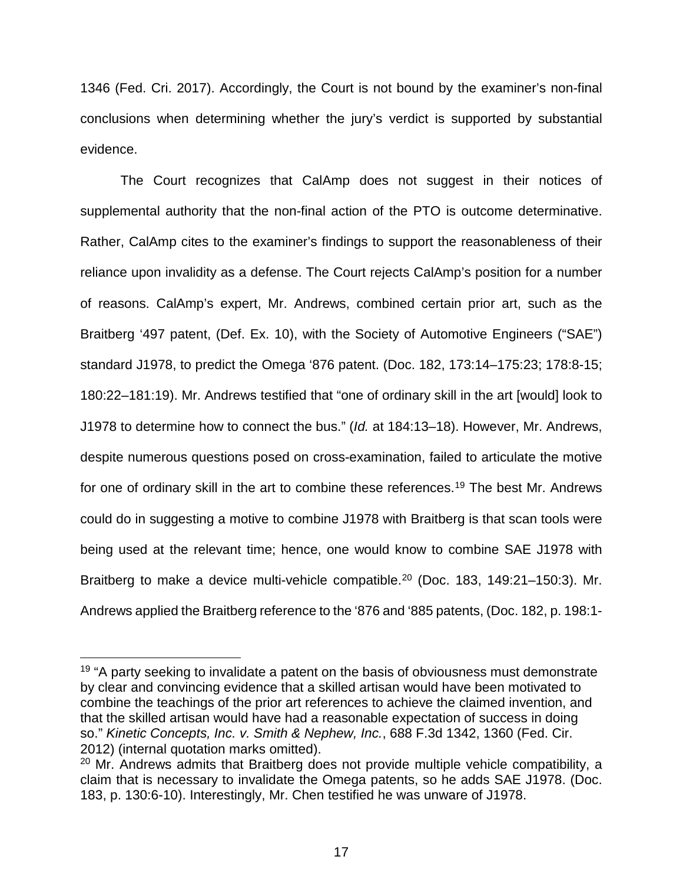1346 (Fed. Cri. 2017). Accordingly, the Court is not bound by the examiner's non-final conclusions when determining whether the jury's verdict is supported by substantial evidence.

The Court recognizes that CalAmp does not suggest in their notices of supplemental authority that the non-final action of the PTO is outcome determinative. Rather, CalAmp cites to the examiner's findings to support the reasonableness of their reliance upon invalidity as a defense. The Court rejects CalAmp's position for a number of reasons. CalAmp's expert, Mr. Andrews, combined certain prior art, such as the Braitberg '497 patent, (Def. Ex. 10), with the Society of Automotive Engineers ("SAE") standard J1978, to predict the Omega '876 patent. (Doc. 182, 173:14–175:23; 178:8-15; 180:22–181:19). Mr. Andrews testified that "one of ordinary skill in the art [would] look to J1978 to determine how to connect the bus." (*Id.* at 184:13–18). However, Mr. Andrews, despite numerous questions posed on cross-examination, failed to articulate the motive for one of ordinary skill in the art to combine these references.[19] The best Mr. Andrews could do in suggesting a motive to combine J1978 with Braitberg is that scan tools were being used at the relevant time; hence, one would know to combine SAE J1978 with Braitberg to make a device multi-vehicle compatible.[20] (Doc. 183, 149:21–150:3). Mr. Andrews applied the Braitberg reference to the '876 and '885 patents, (Doc. 182, p. 198:1-

---

[19] "A party seeking to invalidate a patent on the basis of obviousness must demonstrate by clear and convincing evidence that a skilled artisan would have been motivated to combine the teachings of the prior art references to achieve the claimed invention, and that the skilled artisan would have had a reasonable expectation of success in doing so." *Kinetic Concepts, Inc. v. Smith & Nephew, Inc.*, 688 F.3d 1342, 1360 (Fed. Cir. 2012) (internal quotation marks omitted).

[20] Mr. Andrews admits that Braitberg does not provide multiple vehicle compatibility, a claim that is necessary to invalidate the Omega patents, so he adds SAE J1978. (Doc. 183, p. 130:6-10). Interestingly, Mr. Chen testified he was unware of J1978.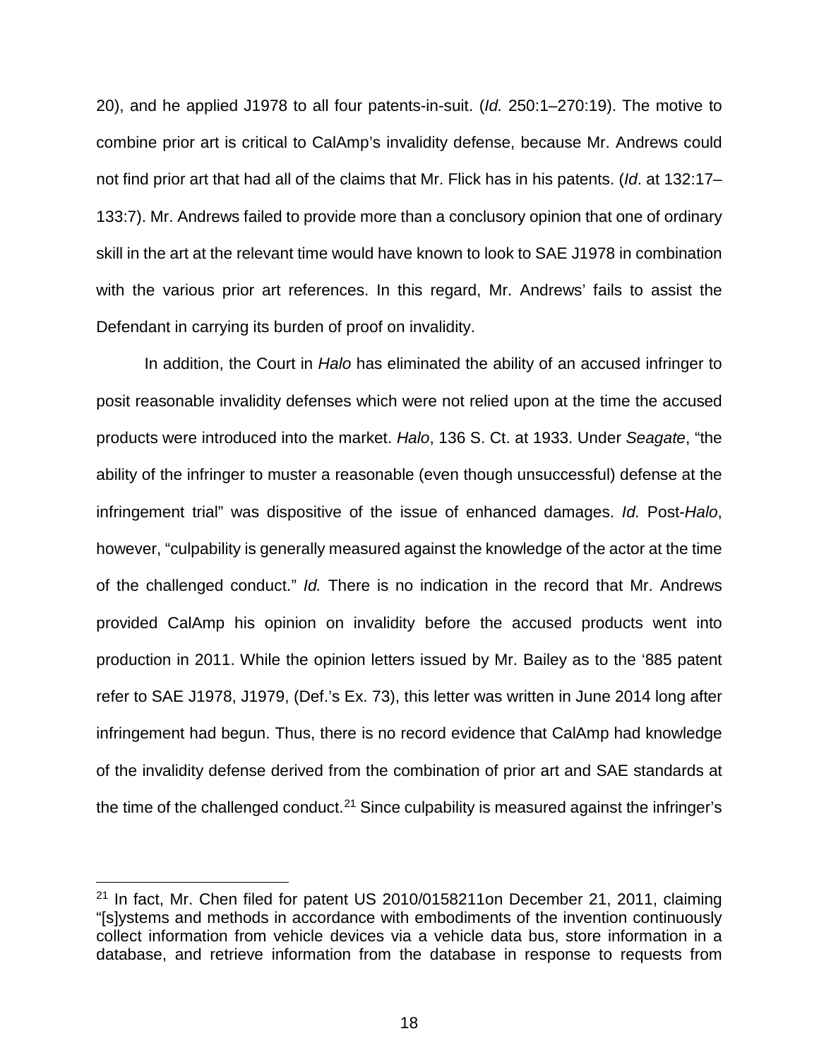20), and he applied J1978 to all four patents-in-suit. (*Id.* 250:1–270:19). The motive to combine prior art is critical to CalAmp's invalidity defense, because Mr. Andrews could not find prior art that had all of the claims that Mr. Flick has in his patents. (*Id*. at 132:17–133:7). Mr. Andrews failed to provide more than a conclusory opinion that one of ordinary skill in the art at the relevant time would have known to look to SAE J1978 in combination with the various prior art references. In this regard, Mr. Andrews' fails to assist the Defendant in carrying its burden of proof on invalidity.

In addition, the Court in *Halo* has eliminated the ability of an accused infringer to posit reasonable invalidity defenses which were not relied upon at the time the accused products were introduced into the market. *Halo*, 136 S. Ct. at 1933. Under *Seagate*, "the ability of the infringer to muster a reasonable (even though unsuccessful) defense at the infringement trial" was dispositive of the issue of enhanced damages. *Id.* Post-*Halo*, however, "culpability is generally measured against the knowledge of the actor at the time of the challenged conduct." *Id.* There is no indication in the record that Mr. Andrews provided CalAmp his opinion on invalidity before the accused products went into production in 2011. While the opinion letters issued by Mr. Bailey as to the '885 patent refer to SAE J1978, J1979, (Def.'s Ex. 73), this letter was written in June 2014 long after infringement had begun. Thus, there is no record evidence that CalAmp had knowledge of the invalidity defense derived from the combination of prior art and SAE standards at the time of the challenged conduct.[21] Since culpability is measured against the infringer's

[21] In fact, Mr. Chen filed for patent US 2010/0158211on December 21, 2011, claiming "[s]ystems and methods in accordance with embodiments of the invention continuously collect information from vehicle devices via a vehicle data bus, store information in a database, and retrieve information from the database in response to requests from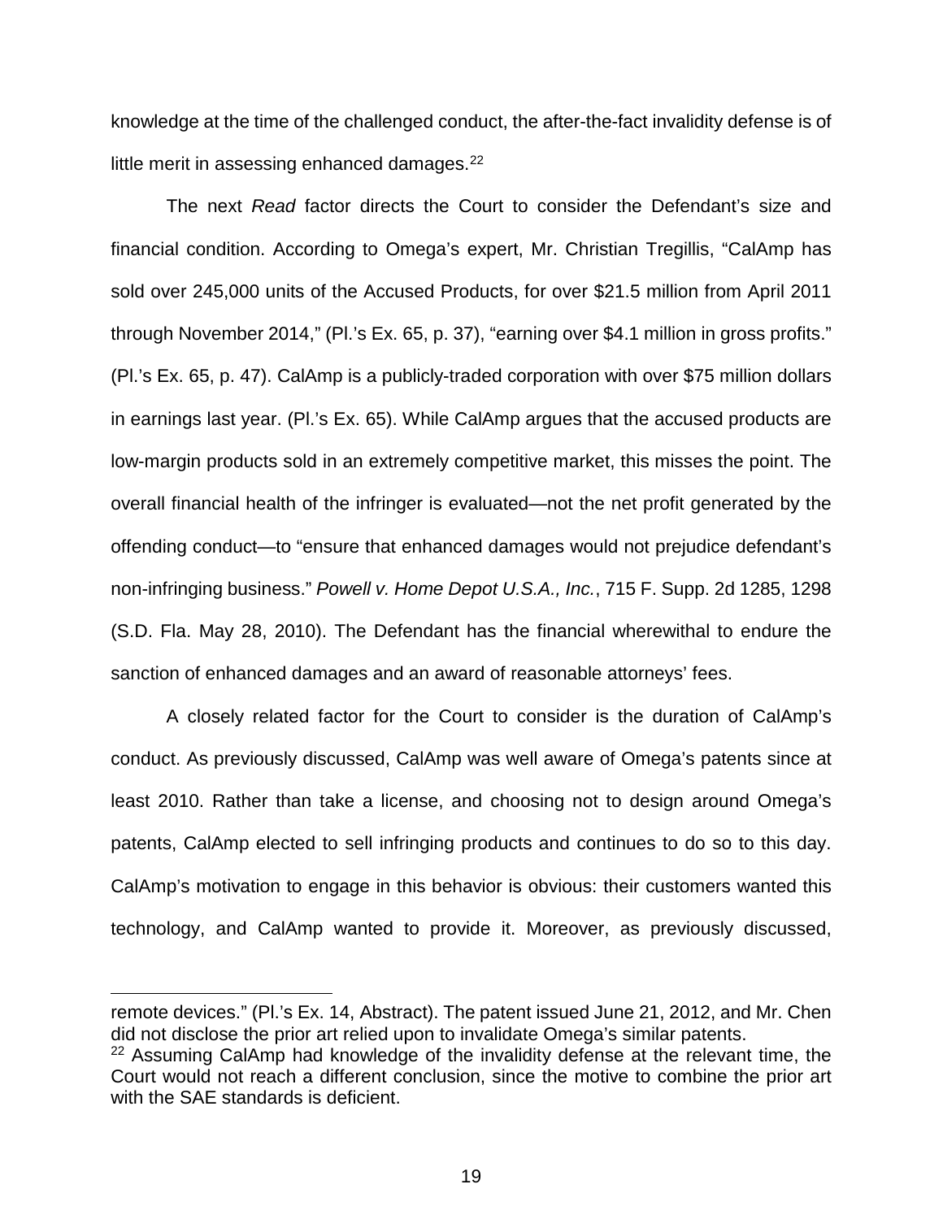knowledge at the time of the challenged conduct, the after-the-fact invalidity defense is of little merit in assessing enhanced damages.[22]

The next *Read* factor directs the Court to consider the Defendant's size and financial condition. According to Omega's expert, Mr. Christian Tregillis, "CalAmp has sold over 245,000 units of the Accused Products, for over $21.5 million from April 2011 through November 2014," (Pl.'s Ex. 65, p. 37), "earning over $4.1 million in gross profits." (Pl.'s Ex. 65, p. 47). CalAmp is a publicly-traded corporation with over $75 million dollars in earnings last year. (Pl.'s Ex. 65). While CalAmp argues that the accused products are low-margin products sold in an extremely competitive market, this misses the point. The overall financial health of the infringer is evaluated—not the net profit generated by the offending conduct—to "ensure that enhanced damages would not prejudice defendant's non-infringing business." *Powell v. Home Depot U.S.A., Inc.*, 715 F. Supp. 2d 1285, 1298 (S.D. Fla. May 28, 2010). The Defendant has the financial wherewithal to endure the sanction of enhanced damages and an award of reasonable attorneys' fees.

A closely related factor for the Court to consider is the duration of CalAmp's conduct. As previously discussed, CalAmp was well aware of Omega's patents since at least 2010. Rather than take a license, and choosing not to design around Omega's patents, CalAmp elected to sell infringing products and continues to do so to this day. CalAmp's motivation to engage in this behavior is obvious: their customers wanted this technology, and CalAmp wanted to provide it. Moreover, as previously discussed,

---

remote devices." (Pl.'s Ex. 14, Abstract). The patent issued June 21, 2012, and Mr. Chen did not disclose the prior art relied upon to invalidate Omega's similar patents.

[22] Assuming CalAmp had knowledge of the invalidity defense at the relevant time, the Court would not reach a different conclusion, since the motive to combine the prior art with the SAE standards is deficient.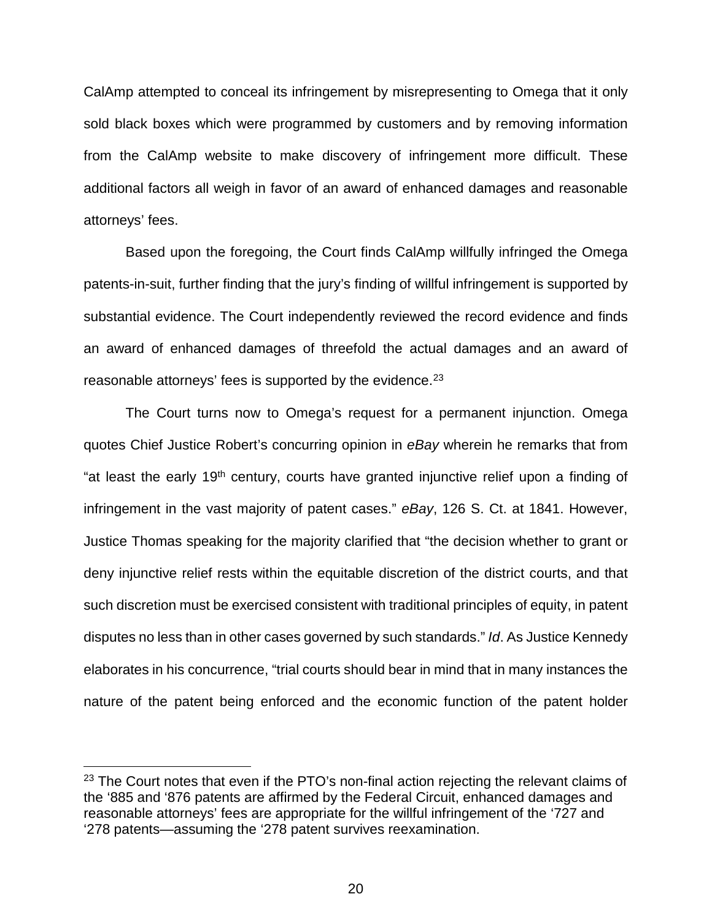CalAmp attempted to conceal its infringement by misrepresenting to Omega that it only sold black boxes which were programmed by customers and by removing information from the CalAmp website to make discovery of infringement more difficult. These additional factors all weigh in favor of an award of enhanced damages and reasonable attorneys' fees.

Based upon the foregoing, the Court finds CalAmp willfully infringed the Omega patents-in-suit, further finding that the jury's finding of willful infringement is supported by substantial evidence. The Court independently reviewed the record evidence and finds an award of enhanced damages of threefold the actual damages and an award of reasonable attorneys' fees is supported by the evidence.[23]

The Court turns now to Omega's request for a permanent injunction. Omega quotes Chief Justice Robert's concurring opinion in *eBay* wherein he remarks that from "at least the early 19th century, courts have granted injunctive relief upon a finding of infringement in the vast majority of patent cases." *eBay*, 126 S. Ct. at 1841. However, Justice Thomas speaking for the majority clarified that "the decision whether to grant or deny injunctive relief rests within the equitable discretion of the district courts, and that such discretion must be exercised consistent with traditional principles of equity, in patent disputes no less than in other cases governed by such standards." *Id*. As Justice Kennedy elaborates in his concurrence, "trial courts should bear in mind that in many instances the nature of the patent being enforced and the economic function of the patent holder

---

[23] The Court notes that even if the PTO's non-final action rejecting the relevant claims of the '885 and '876 patents are affirmed by the Federal Circuit, enhanced damages and reasonable attorneys' fees are appropriate for the willful infringement of the '727 and '278 patents—assuming the '278 patent survives reexamination.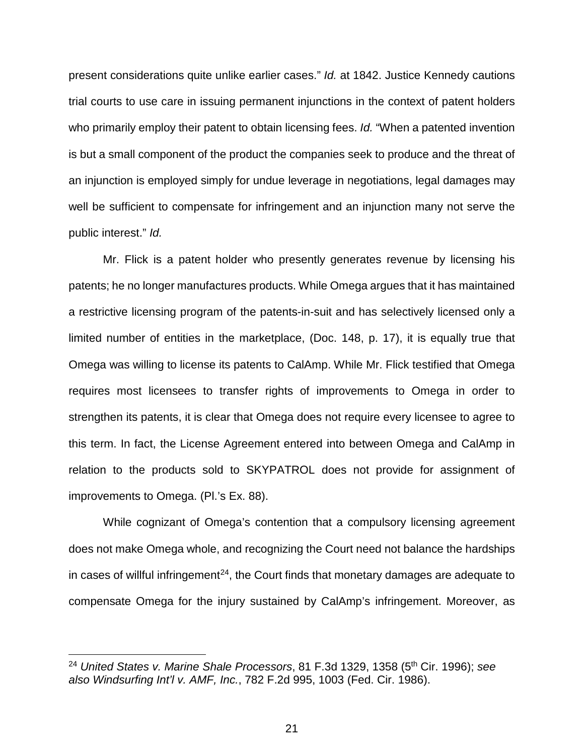present considerations quite unlike earlier cases." *Id.* at 1842. Justice Kennedy cautions trial courts to use care in issuing permanent injunctions in the context of patent holders who primarily employ their patent to obtain licensing fees. *Id.* "When a patented invention is but a small component of the product the companies seek to produce and the threat of an injunction is employed simply for undue leverage in negotiations, legal damages may well be sufficient to compensate for infringement and an injunction many not serve the public interest." *Id.*

Mr. Flick is a patent holder who presently generates revenue by licensing his patents; he no longer manufactures products. While Omega argues that it has maintained a restrictive licensing program of the patents-in-suit and has selectively licensed only a limited number of entities in the marketplace, (Doc. 148, p. 17), it is equally true that Omega was willing to license its patents to CalAmp. While Mr. Flick testified that Omega requires most licensees to transfer rights of improvements to Omega in order to strengthen its patents, it is clear that Omega does not require every licensee to agree to this term. In fact, the License Agreement entered into between Omega and CalAmp in relation to the products sold to SKYPATROL does not provide for assignment of improvements to Omega. (Pl.'s Ex. 88).

While cognizant of Omega's contention that a compulsory licensing agreement does not make Omega whole, and recognizing the Court need not balance the hardships in cases of willful infringement[24], the Court finds that monetary damages are adequate to compensate Omega for the injury sustained by CalAmp's infringement. Moreover, as

---

[24] *United States v. Marine Shale Processors*, 81 F.3d 1329, 1358 (5th Cir. 1996); *see also Windsurfing Int'l v. AMF, Inc.*, 782 F.2d 995, 1003 (Fed. Cir. 1986).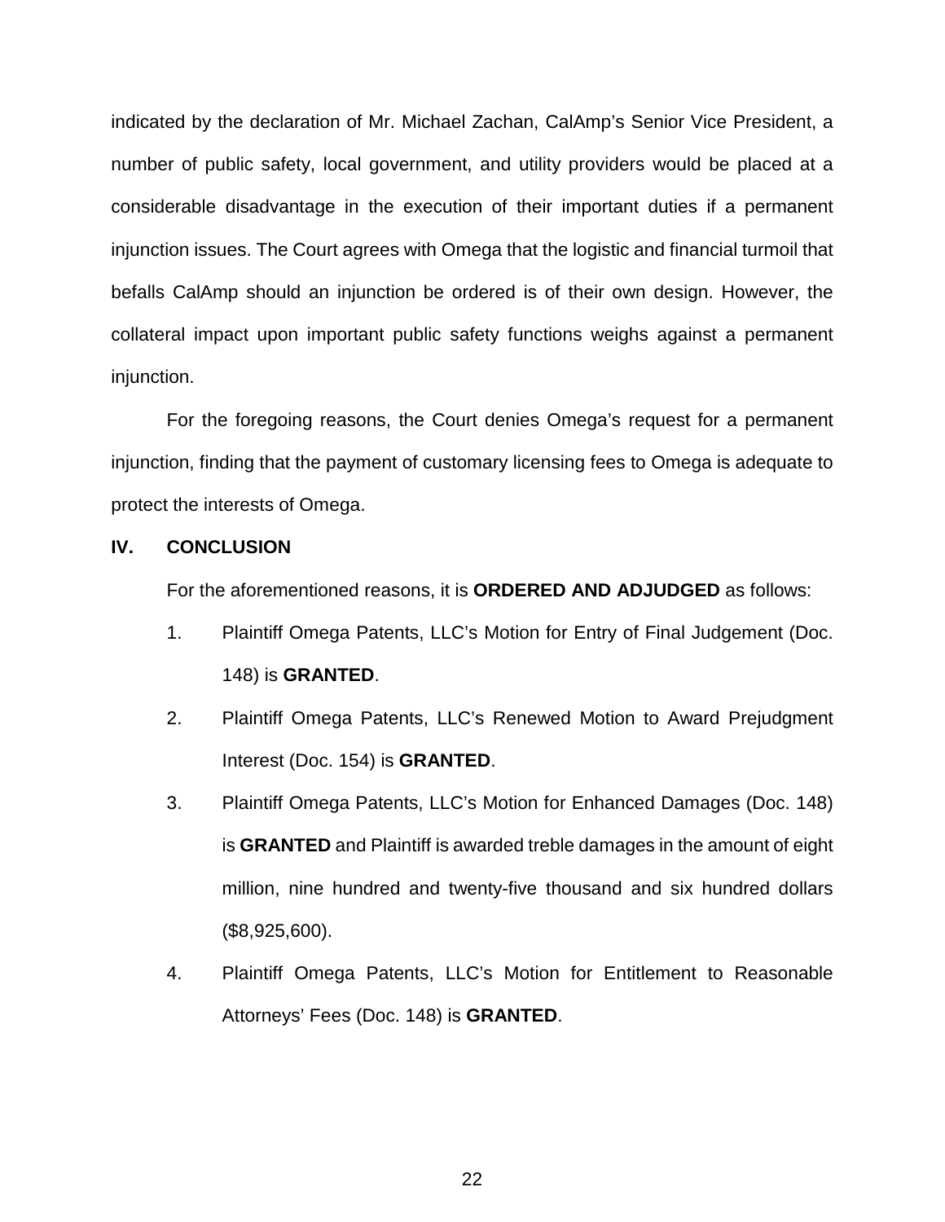indicated by the declaration of Mr. Michael Zachan, CalAmp's Senior Vice President, a number of public safety, local government, and utility providers would be placed at a considerable disadvantage in the execution of their important duties if a permanent injunction issues. The Court agrees with Omega that the logistic and financial turmoil that befalls CalAmp should an injunction be ordered is of their own design. However, the collateral impact upon important public safety functions weighs against a permanent injunction.

For the foregoing reasons, the Court denies Omega's request for a permanent injunction, finding that the payment of customary licensing fees to Omega is adequate to protect the interests of Omega.

## IV. CONCLUSION

For the aforementioned reasons, it is **ORDERED AND ADJUDGED** as follows:

1. Plaintiff Omega Patents, LLC's Motion for Entry of Final Judgement (Doc. 148) is **GRANTED**.
2. Plaintiff Omega Patents, LLC's Renewed Motion to Award Prejudgment Interest (Doc. 154) is **GRANTED**.
3. Plaintiff Omega Patents, LLC's Motion for Enhanced Damages (Doc. 148) is **GRANTED** and Plaintiff is awarded treble damages in the amount of eight million, nine hundred and twenty-five thousand and six hundred dollars ($8,925,600).
4. Plaintiff Omega Patents, LLC's Motion for Entitlement to Reasonable Attorneys' Fees (Doc. 148) is **GRANTED**.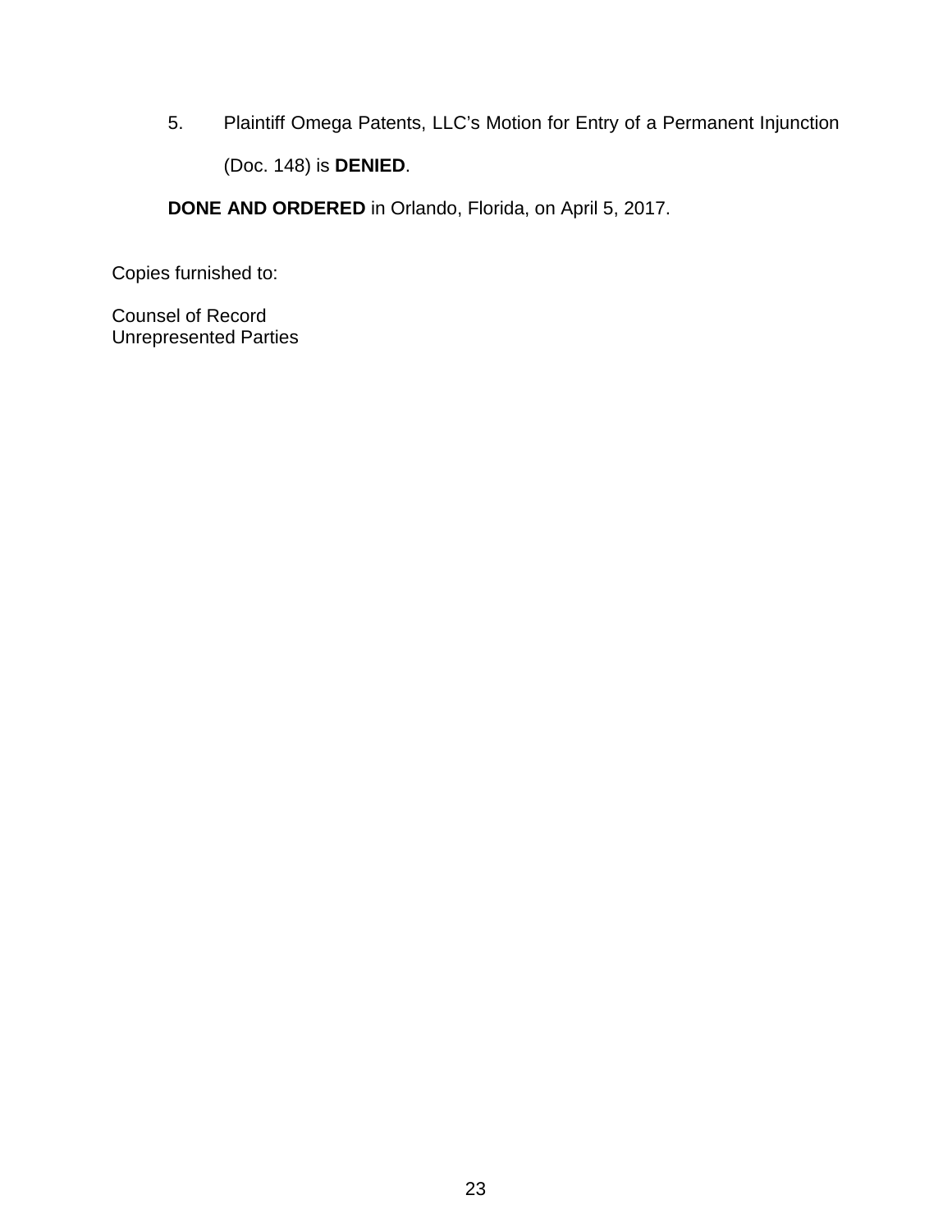5. Plaintiff Omega Patents, LLC's Motion for Entry of a Permanent Injunction (Doc. 148) is **DENIED**.

**DONE AND ORDERED** in Orlando, Florida, on April 5, 2017.

Copies furnished to:

Counsel of Record
Unrepresented Parties